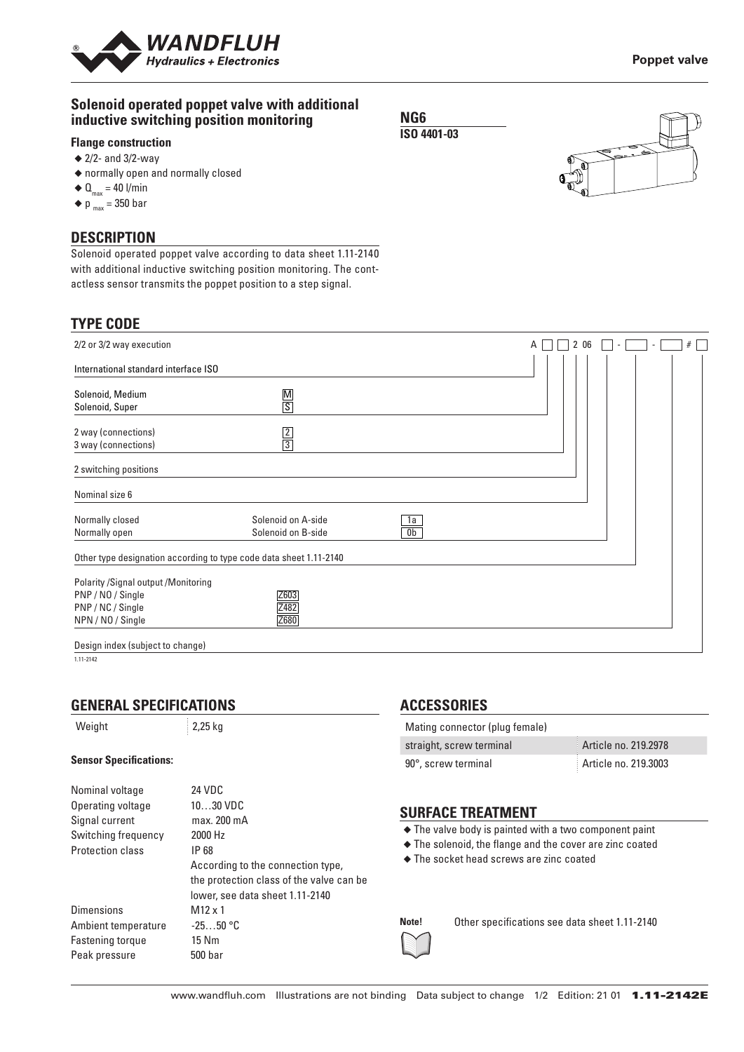# Solenoid operated poppet valve with additional inductive switching position monitoring

**NG6**
**ISO 4401-03**

### Flange construction

- 2/2- and 3/2-way
- normally open and normally closed
- $Q_{max}$ = 40 l/min
- $p_{max}$ = 350 bar

## DESCRIPTION

Solenoid operated poppet valve according to data sheet 1.11-2140 with additional inductive switching position monitoring. The contactless sensor transmits the poppet position to a step signal.

## TYPE CODE

A [ ] [ ] 2 06 [ ] - [ ] - [ ] # [ ]

| | | |
|---|---|---|
| 2/2 or 3/2 way execution | | |
| International standard interface ISO | | |
| Solenoid, Medium | M | |
| Solenoid, Super | S | |
| 2 way (connections) | 2 | |
| 3 way (connections) | 3 | |
| 2 switching positions | | |
| Nominal size 6 | | |
| Normally closed | Solenoid on A-side | 1a |
| Normally open | Solenoid on B-side | 0b |
| Other type designation according to type code data sheet 1.11-2140 | | |
| Polarity /Signal output /Monitoring | | |
| PNP / NO / Single | Z603 | |
| PNP / NC / Single | Z482 | |
| NPN / NO / Single | Z680 | |
| Design index (subject to change) | | |

1.11-2142

## GENERAL SPECIFICATIONS

| | |
|---|---|
| Weight | 2,25 kg |

**Sensor Specifications:**

| | |
|---|---|
| Nominal voltage | 24 VDC |
| Operating voltage | 10…30 VDC |
| Signal current | max. 200 mA |
| Switching frequency | 2000 Hz |
| Protection class | IP 68<br>According to the connection type, the protection class of the valve can be lower, see data sheet 1.11-2140 |
| Dimensions | M12 x 1 |
| Ambient temperature | -25…50 °C |
| Fastening torque | 15 Nm |
| Peak pressure | 500 bar |

## ACCESSORIES

| Mating connector (plug female) | |
|---|---|
| straight, screw terminal | Article no. 219.2978 |
| 90°, screw terminal | Article no. 219.3003 |

## SURFACE TREATMENT

- The valve body is painted with a two component paint
- The solenoid, the flange and the cover are zinc coated
- The socket head screws are zinc coated

**Note!** Other specifications see data sheet 1.11-2140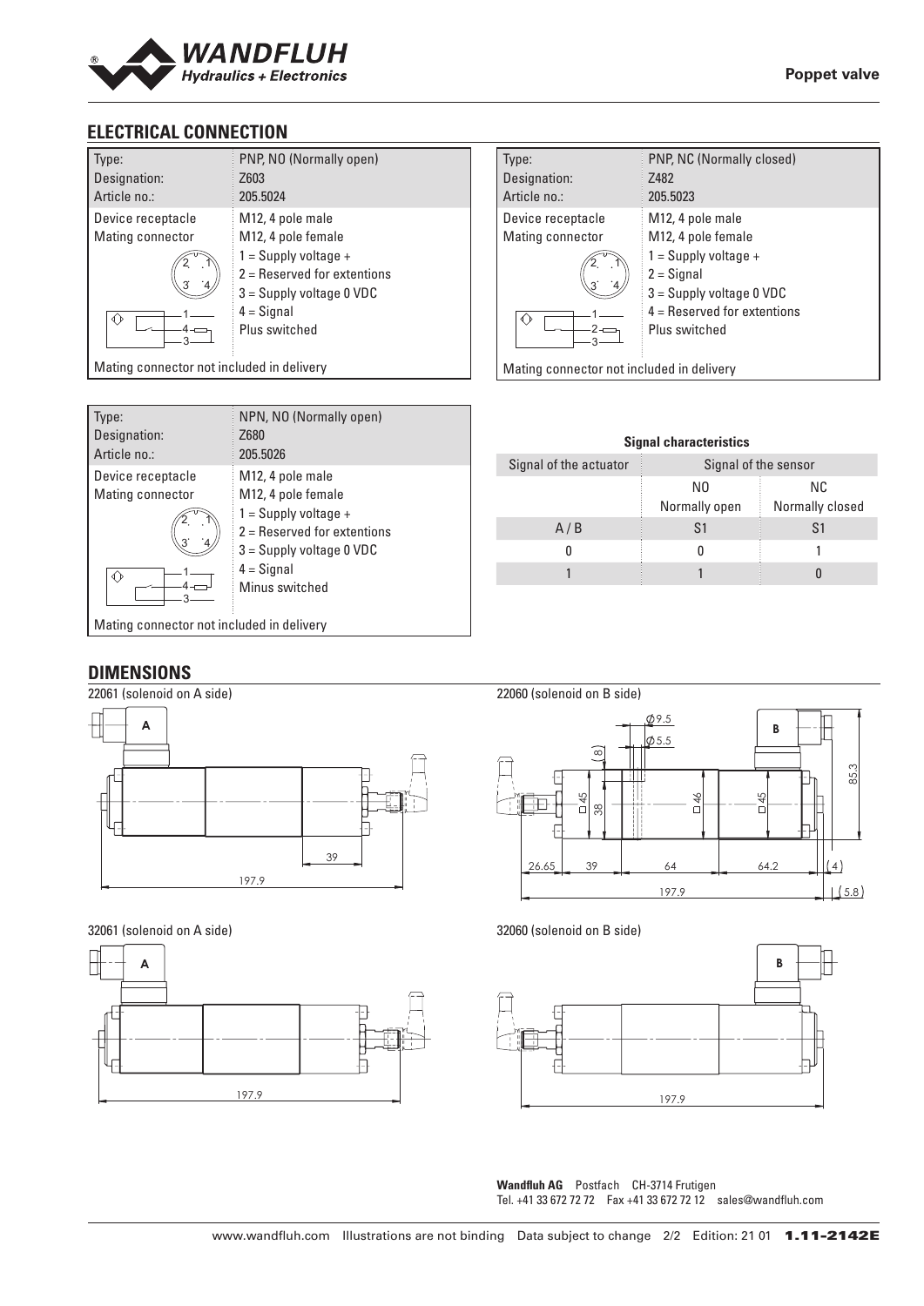## ELECTRICAL CONNECTION

| | |
|---|---|
| Type: | PNP, NO (Normally open) |
| Designation: | Z603 |
| Article no.: | 205.5024 |
| Device receptacle | M12, 4 pole male |
| Mating connector | M12, 4 pole female |
| | 1 = Supply voltage + |
| | 2 = Reserved for extentions |
| | 3 = Supply voltage 0 VDC |
| | 4 = Signal |
| | Plus switched |

Mating connector not included in delivery

| | |
|---|---|
| Type: | PNP, NC (Normally closed) |
| Designation: | Z482 |
| Article no.: | 205.5023 |
| Device receptacle | M12, 4 pole male |
| Mating connector | M12, 4 pole female |
| | 1 = Supply voltage + |
| | 2 = Signal |
| | 3 = Supply voltage 0 VDC |
| | 4 = Reserved for extentions |
| | Plus switched |

Mating connector not included in delivery

| | |
|---|---|
| Type: | NPN, NO (Normally open) |
| Designation: | Z680 |
| Article no.: | 205.5026 |
| Device receptacle | M12, 4 pole male |
| Mating connector | M12, 4 pole female |
| | 1 = Supply voltage + |
| | 2 = Reserved for extentions |
| | 3 = Supply voltage 0 VDC |
| | 4 = Signal |
| | Minus switched |

Mating connector not included in delivery

**Signal characteristics**

| Signal of the actuator | Signal of the sensor | |
|---|---|---|
| | NO Normally open | NC Normally closed |
| A / B | S1 | S1 |
| 0 | 0 | 1 |
| 1 | 1 | 0 |

## DIMENSIONS

22061 (solenoid on A side)

A

39

197.9

22060 (solenoid on B side)

Ø9.5
Ø5.5
(8)
□45
38
□46
□45
85.3
B
26.65 39 64 64.2 (4)
197.9 (5.8)

32061 (solenoid on A side)

A

197.9

32060 (solenoid on B side)

B

197.9

**Wandfluh AG** Postfach CH-3714 Frutigen
Tel. +41 33 672 72 72 Fax +41 33 672 72 12 sales@wandfluh.com